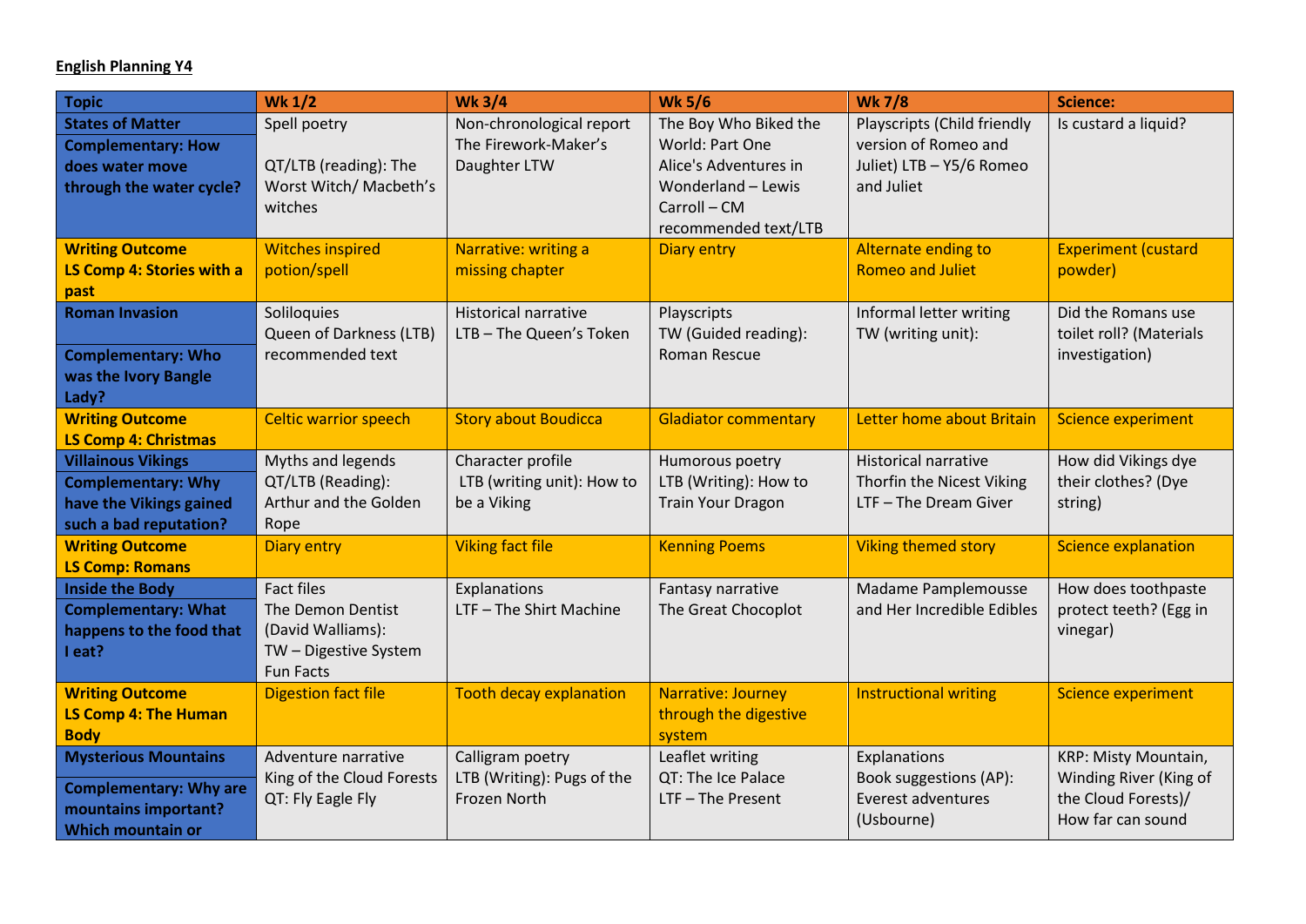**English Planning Y4**

| Topic | Wk 1/2 | Wk 3/4 | Wk 5/6 | Wk 7/8 | Science: |
|---|---|---|---|---|---|
| **States of Matter**<br>**Complementary: How does water move through the water cycle?** | Spell poetry<br><br>QT/LTB (reading): The Worst Witch/ Macbeth's witches | Non-chronological report<br>The Firework-Maker's Daughter LTW | The Boy Who Biked the World: Part One<br>Alice's Adventures in Wonderland – Lewis Carroll – CM recommended text/LTB | Playscripts (Child friendly version of Romeo and Juliet) LTB – Y5/6 Romeo and Juliet | Is custard a liquid? |
| **Writing Outcome**<br>**LS Comp 4: Stories with a past** | Witches inspired potion/spell | Narrative: writing a missing chapter | Diary entry | Alternate ending to Romeo and Juliet | Experiment (custard powder) |
| **Roman Invasion**<br><br>**Complementary: Who was the Ivory Bangle Lady?** | Soliloquies<br>Queen of Darkness (LTB) recommended text | Historical narrative<br>LTB – The Queen's Token | Playscripts<br>TW (Guided reading): Roman Rescue | Informal letter writing<br>TW (writing unit): | Did the Romans use toilet roll? (Materials investigation) |
| **Writing Outcome**<br>**LS Comp 4: Christmas** | Celtic warrior speech | Story about Boudicca | Gladiator commentary | Letter home about Britain | Science experiment |
| **Villainous Vikings**<br>**Complementary: Why have the Vikings gained such a bad reputation?** | Myths and legends<br>QT/LTB (Reading): Arthur and the Golden Rope | Character profile<br>LTB (writing unit): How to be a Viking | Humorous poetry<br>LTB (Writing): How to Train Your Dragon | Historical narrative<br>Thorfin the Nicest Viking<br>LTF – The Dream Giver | How did Vikings dye their clothes? (Dye string) |
| **Writing Outcome**<br>**LS Comp: Romans** | Diary entry | Viking fact file | Kenning Poems | Viking themed story | Science explanation |
| **Inside the Body**<br>**Complementary: What happens to the food that I eat?** | Fact files<br>The Demon Dentist (David Walliams):<br>TW – Digestive System Fun Facts | Explanations<br>LTF – The Shirt Machine | Fantasy narrative<br>The Great Chocoplot | Madame Pamplemousse and Her Incredible Edibles | How does toothpaste protect teeth? (Egg in vinegar) |
| **Writing Outcome**<br>**LS Comp 4: The Human Body** | Digestion fact file | Tooth decay explanation | Narrative: Journey through the digestive system | Instructional writing | Science experiment |
| **Mysterious Mountains**<br>**Complementary: Why are mountains important? Which mountain or** | Adventure narrative<br>King of the Cloud Forests<br>QT: Fly Eagle Fly | Calligram poetry<br>LTB (Writing): Pugs of the Frozen North | Leaflet writing<br>QT: The Ice Palace<br>LTF – The Present | Explanations<br>Book suggestions (AP): Everest adventures (Usbourne) | KRP: Misty Mountain, Winding River (King of the Cloud Forests)/<br>How far can sound |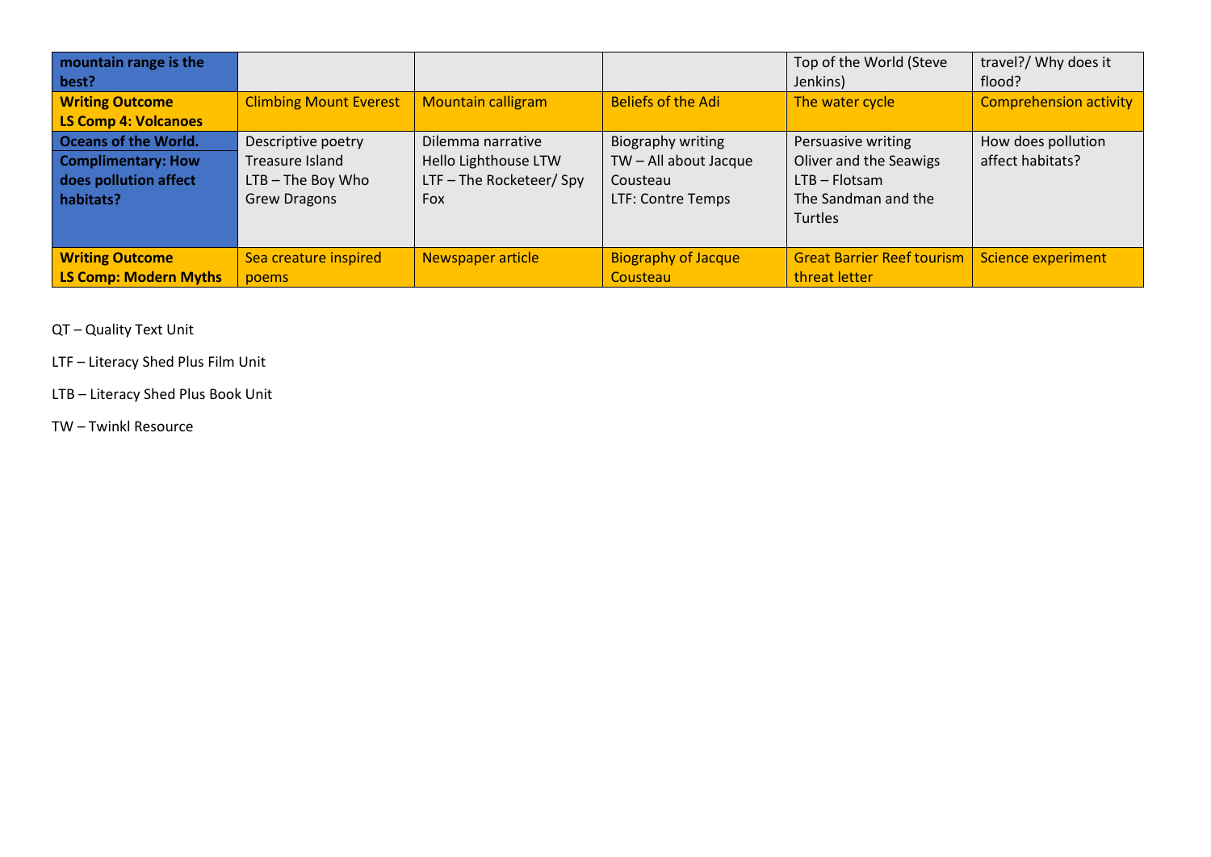| | | | | | |
|---|---|---|---|---|---|
| **mountain range is the best?** | | | | Top of the World (Steve Jenkins) | travel?/ Why does it flood? |
| **Writing Outcome**<br>**LS Comp 4: Volcanoes** | Climbing Mount Everest | Mountain calligram | Beliefs of the Adi | The water cycle | Comprehension activity |
| **Oceans of the World.**<br>**Complimentary: How does pollution affect habitats?** | Descriptive poetry<br>Treasure Island<br>LTB – The Boy Who Grew Dragons | Dilemma narrative<br>Hello Lighthouse LTW<br>LTF – The Rocketeer/ Spy Fox | Biography writing<br>TW – All about Jacque Cousteau<br>LTF: Contre Temps | Persuasive writing<br>Oliver and the Seawigs<br>LTB – Flotsam<br>The Sandman and the Turtles | How does pollution affect habitats? |
| **Writing Outcome**<br>**LS Comp: Modern Myths** | Sea creature inspired poems | Newspaper article | Biography of Jacque Cousteau | Great Barrier Reef tourism threat letter | Science experiment |

QT – Quality Text Unit

LTF – Literacy Shed Plus Film Unit

LTB – Literacy Shed Plus Book Unit

TW – Twinkl Resource